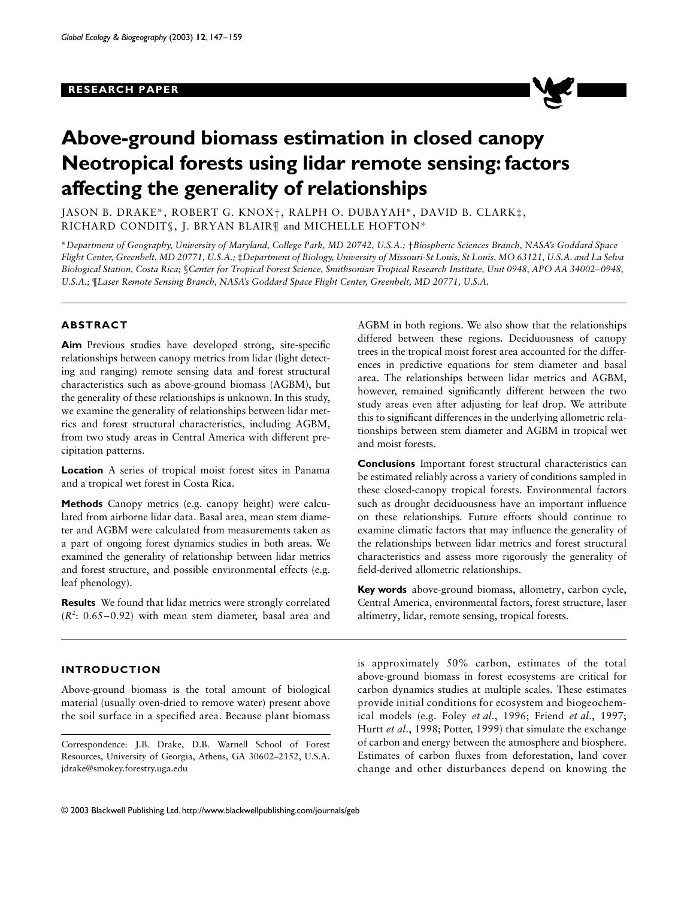RESEARCH PAPER

# Above-ground biomass estimation in closed canopy Neotropical forests using lidar remote sensing: factors affecting the generality of relationships

JASON B. DRAKE*, ROBERT G. KNOX†, RALPH O. DUBAYAH*, DAVID B. CLARK‡, RICHARD CONDIT§, J. BRYAN BLAIR¶ and MICHELLE HOFTON*

*Department of Geography, University of Maryland, College Park, MD 20742, U.S.A.; †Biospheric Sciences Branch, NASA's Goddard Space Flight Center, Greenbelt, MD 20771, U.S.A.; ‡Department of Biology, University of Missouri-St Louis, St Louis, MO 63121, U.S.A. and La Selva Biological Station, Costa Rica; §Center for Tropical Forest Science, Smithsonian Tropical Research Institute, Unit 0948, APO AA 34002–0948, U.S.A.; ¶Laser Remote Sensing Branch, NASA's Goddard Space Flight Center, Greenbelt, MD 20771, U.S.A.*

## ABSTRACT

**Aim** Previous studies have developed strong, site-specific relationships between canopy metrics from lidar (light detecting and ranging) remote sensing data and forest structural characteristics such as above-ground biomass (AGBM), but the generality of these relationships is unknown. In this study, we examine the generality of relationships between lidar metrics and forest structural characteristics, including AGBM, from two study areas in Central America with different precipitation patterns.

**Location** A series of tropical moist forest sites in Panama and a tropical wet forest in Costa Rica.

**Methods** Canopy metrics (e.g. canopy height) were calculated from airborne lidar data. Basal area, mean stem diameter and AGBM were calculated from measurements taken as a part of ongoing forest dynamics studies in both areas. We examined the generality of relationship between lidar metrics and forest structure, and possible environmental effects (e.g. leaf phenology).

**Results** We found that lidar metrics were strongly correlated ($R^2$: 0.65–0.92) with mean stem diameter, basal area and AGBM in both regions. We also show that the relationships differed between these regions. Deciduousness of canopy trees in the tropical moist forest area accounted for the differences in predictive equations for stem diameter and basal area. The relationships between lidar metrics and AGBM, however, remained significantly different between the two study areas even after adjusting for leaf drop. We attribute this to significant differences in the underlying allometric relationships between stem diameter and AGBM in tropical wet and moist forests.

**Conclusions** Important forest structural characteristics can be estimated reliably across a variety of conditions sampled in these closed-canopy tropical forests. Environmental factors such as drought deciduousness have an important influence on these relationships. Future efforts should continue to examine climatic factors that may influence the generality of the relationships between lidar metrics and forest structural characteristics and assess more rigorously the generality of field-derived allometric relationships.

**Key words** above-ground biomass, allometry, carbon cycle, Central America, environmental factors, forest structure, laser altimetry, lidar, remote sensing, tropical forests.

## INTRODUCTION

Above-ground biomass is the total amount of biological material (usually oven-dried to remove water) present above the soil surface in a specified area. Because plant biomass is approximately 50% carbon, estimates of the total above-ground biomass in forest ecosystems are critical for carbon dynamics studies at multiple scales. These estimates provide initial conditions for ecosystem and biogeochemical models (e.g. Foley *et al*., 1996; Friend *et al*., 1997; Hurtt *et al*., 1998; Potter, 1999) that simulate the exchange of carbon and energy between the atmosphere and biosphere. Estimates of carbon fluxes from deforestation, land cover change and other disturbances depend on knowing the

Correspondence: J.B. Drake, D.B. Warnell School of Forest Resources, University of Georgia, Athens, GA 30602–2152, U.S.A. jdrake@smokey.forestry.uga.edu

© 2003 Blackwell Publishing Ltd. http://www.blackwellpublishing.com/journals/geb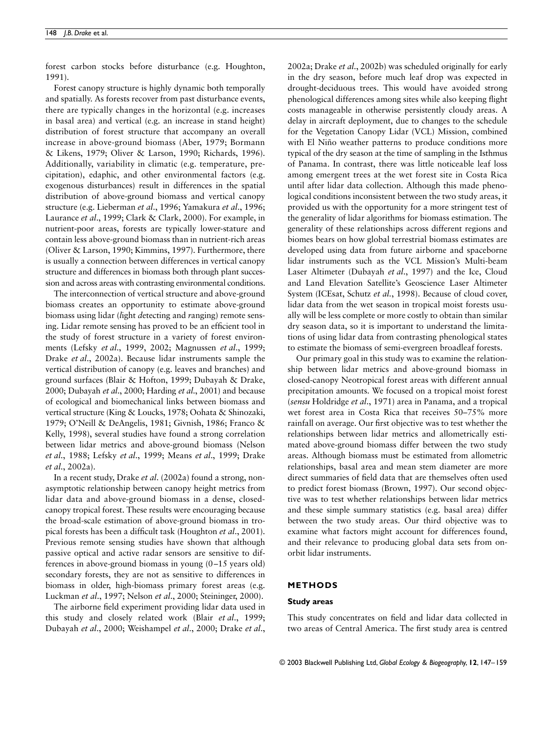forest carbon stocks before disturbance (e.g. Houghton, 1991).

Forest canopy structure is highly dynamic both temporally and spatially. As forests recover from past disturbance events, there are typically changes in the horizontal (e.g. increases in basal area) and vertical (e.g. an increase in stand height) distribution of forest structure that accompany an overall increase in above-ground biomass (Aber, 1979; Bormann & Likens, 1979; Oliver & Larson, 1990; Richards, 1996). Additionally, variability in climatic (e.g. temperature, precipitation), edaphic, and other environmental factors (e.g. exogenous disturbances) result in differences in the spatial distribution of above-ground biomass and vertical canopy structure (e.g. Lieberman *et al*., 1996; Yamakura *et al*., 1996; Laurance *et al*., 1999; Clark & Clark, 2000). For example, in nutrient-poor areas, forests are typically lower-stature and contain less above-ground biomass than in nutrient-rich areas (Oliver & Larson, 1990; Kimmins, 1997). Furthermore, there is usually a connection between differences in vertical canopy structure and differences in biomass both through plant succession and across areas with contrasting environmental conditions.

The interconnection of vertical structure and above-ground biomass creates an opportunity to estimate above-ground biomass using lidar (*li*ght *d*etecting *a*nd *r*anging) remote sensing. Lidar remote sensing has proved to be an efficient tool in the study of forest structure in a variety of forest environments (Lefsky *et al*., 1999, 2002; Magnussen *et al*., 1999; Drake *et al*., 2002a). Because lidar instruments sample the vertical distribution of canopy (e.g. leaves and branches) and ground surfaces (Blair & Hofton, 1999; Dubayah & Drake, 2000; Dubayah *et al*., 2000; Harding *et al*., 2001) and because of ecological and biomechanical links between biomass and vertical structure (King & Loucks, 1978; Oohata & Shinozaki, 1979; O'Neill & DeAngelis, 1981; Givnish, 1986; Franco & Kelly, 1998), several studies have found a strong correlation between lidar metrics and above-ground biomass (Nelson *et al*., 1988; Lefsky *et al*., 1999; Means *et al*., 1999; Drake *et al*., 2002a).

In a recent study, Drake *et al*. (2002a) found a strong, non-asymptotic relationship between canopy height metrics from lidar data and above-ground biomass in a dense, closed-canopy tropical forest. These results were encouraging because the broad-scale estimation of above-ground biomass in tropical forests has been a difficult task (Houghton *et al*., 2001). Previous remote sensing studies have shown that although passive optical and active radar sensors are sensitive to differences in above-ground biomass in young (0–15 years old) secondary forests, they are not as sensitive to differences in biomass in older, high-biomass primary forest areas (e.g. Luckman *et al*., 1997; Nelson *et al*., 2000; Steininger, 2000).

The airborne field experiment providing lidar data used in this study and closely related work (Blair *et al*., 1999; Dubayah *et al*., 2000; Weishampel *et al*., 2000; Drake *et al*., 2002a; Drake *et al*., 2002b) was scheduled originally for early in the dry season, before much leaf drop was expected in drought-deciduous trees. This would have avoided strong phenological differences among sites while also keeping flight costs manageable in otherwise persistently cloudy areas. A delay in aircraft deployment, due to changes to the schedule for the Vegetation Canopy Lidar (VCL) Mission, combined with El Niño weather patterns to produce conditions more typical of the dry season at the time of sampling in the Isthmus of Panama. In contrast, there was little noticeable leaf loss among emergent trees at the wet forest site in Costa Rica until after lidar data collection. Although this made phenological conditions inconsistent between the two study areas, it provided us with the opportunity for a more stringent test of the generality of lidar algorithms for biomass estimation. The generality of these relationships across different regions and biomes bears on how global terrestrial biomass estimates are developed using data from future airborne and spaceborne lidar instruments such as the VCL Mission's Multi-beam Laser Altimeter (Dubayah *et al*., 1997) and the Ice, Cloud and Land Elevation Satellite's Geoscience Laser Altimeter System (ICESat, Schutz *et al*., 1998). Because of cloud cover, lidar data from the wet season in tropical moist forests usually will be less complete or more costly to obtain than similar dry season data, so it is important to understand the limitations of using lidar data from contrasting phenological states to estimate the biomass of semi-evergreen broadleaf forests.

Our primary goal in this study was to examine the relationship between lidar metrics and above-ground biomass in closed-canopy Neotropical forest areas with different annual precipitation amounts. We focused on a tropical moist forest (*sensu* Holdridge *et al*., 1971) area in Panama, and a tropical wet forest area in Costa Rica that receives 50–75% more rainfall on average. Our first objective was to test whether the relationships between lidar metrics and allometrically estimated above-ground biomass differ between the two study areas. Although biomass must be estimated from allometric relationships, basal area and mean stem diameter are more direct summaries of field data that are themselves often used to predict forest biomass (Brown, 1997). Our second objective was to test whether relationships between lidar metrics and these simple summary statistics (e.g. basal area) differ between the two study areas. Our third objective was to examine what factors might account for differences found, and their relevance to producing global data sets from on-orbit lidar instruments.

## METHODS

### Study areas

This study concentrates on field and lidar data collected in two areas of Central America. The first study area is centred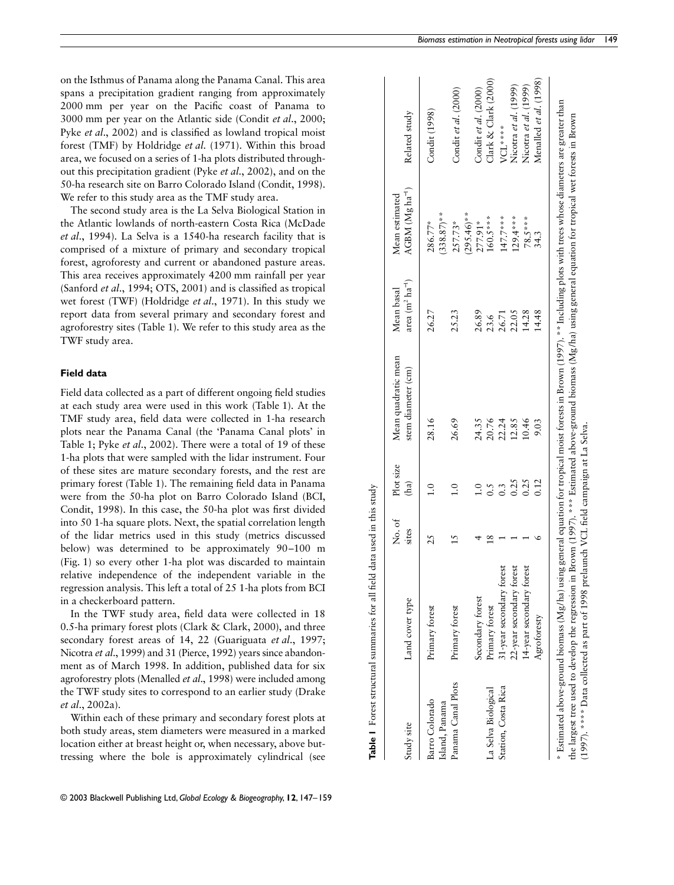on the Isthmus of Panama along the Panama Canal. This area spans a precipitation gradient ranging from approximately 2000 mm per year on the Pacific coast of Panama to 3000 mm per year on the Atlantic side (Condit *et al*., 2000; Pyke *et al*., 2002) and is classified as lowland tropical moist forest (TMF) by Holdridge *et al*. (1971). Within this broad area, we focused on a series of 1-ha plots distributed throughout this precipitation gradient (Pyke *et al*., 2002), and on the 50-ha research site on Barro Colorado Island (Condit, 1998). We refer to this study area as the TMF study area.

The second study area is the La Selva Biological Station in the Atlantic lowlands of north-eastern Costa Rica (McDade *et al*., 1994). La Selva is a 1540-ha research facility that is comprised of a mixture of primary and secondary tropical forest, agroforestry and current or abandoned pasture areas. This area receives approximately 4200 mm rainfall per year (Sanford *et al*., 1994; OTS, 2001) and is classified as tropical wet forest (TWF) (Holdridge *et al*., 1971). In this study we report data from several primary and secondary forest and agroforestry sites (Table 1). We refer to this study area as the TWF study area.

### Field data

Field data collected as a part of different ongoing field studies at each study area were used in this work (Table 1). At the TMF study area, field data were collected in 1-ha research plots near the Panama Canal (the 'Panama Canal plots' in Table 1; Pyke *et al*., 2002). There were a total of 19 of these 1-ha plots that were sampled with the lidar instrument. Four of these sites are mature secondary forests, and the rest are primary forest (Table 1). The remaining field data in Panama were from the 50-ha plot on Barro Colorado Island (BCI, Condit, 1998). In this case, the 50-ha plot was first divided into 50 1-ha square plots. Next, the spatial correlation length of the lidar metrics used in this study (metrics discussed below) was determined to be approximately 90–100 m (Fig. 1) so every other 1-ha plot was discarded to maintain relative independence of the independent variable in the regression analysis. This left a total of 25 1-ha plots from BCI in a checkerboard pattern.

In the TWF study area, field data were collected in 18 0.5-ha primary forest plots (Clark & Clark, 2000), and three secondary forest areas of 14, 22 (Guariguata *et al*., 1997; Nicotra *et al*., 1999) and 31 (Pierce, 1992) years since abandonment as of March 1998. In addition, published data for six agroforestry plots (Menalled *et al*., 1998) were included among the TWF study sites to correspond to an earlier study (Drake *et al*., 2002a).

Within each of these primary and secondary forest plots at both study areas, stem diameters were measured in a marked location either at breast height or, when necessary, above buttressing where the bole is approximately cylindrical (see

**Table 1** Forest structural summaries for all field data used in this study

| Study site | Land cover type | No. of sites | Plot size (ha) | Mean quadratic mean stem diameter (cm) | Mean basal area ($m^2$ $ha^{-1}$) | Mean estimated AGBM (Mg $ha^{-1}$) | Related study |
|---|---|---|---|---|---|---|---|
| Barro Colorado Island, Panama | Primary forest | 25 | 1.0 | 28.16 | 26.27 | 286.77* (338.87)** | Condit (1998) |
| Panama Canal Plots | Primary forest | 15 | 1.0 | 26.69 | 25.23 | 257.73* (295.46)** | Condit *et al*. (2000) |
| | Secondary forest | 4 | 1.0 | 24.35 | 26.89 | 277.91* | Condit *et al*. (2000) |
| La Selva Biological Station, Costa Rica | Primary forest | 18 | 0.5 | 20.76 | 23.6 | 160.5*** | Clark & Clark (2000) |
| | 31-year secondary forest | 1 | 0.3 | 22.24 | 26.71 | 147.7*** | VCL**** |
| | 22-year secondary forest | 1 | 0.25 | 12.85 | 22.05 | 129.4*** | Nicotra *et al*. (1999) |
| | 14-year secondary forest | 1 | 0.25 | 10.46 | 14.28 | 78.5*** | Nicotra *et al*. (1999) |
| | Agroforesty | 6 | 0.12 | 9.03 | 14.48 | 34.3 | Menalled *et al*. (1998) |

* Estimated above-ground biomass (Mg/ha) using general equation for tropical moist forests in Brown (1997). ** Including plots with trees whose diameters are greater than the largest tree used to develop the regression in Brown (1997). *** Estimated above-ground biomass (Mg/ha) using general equation for tropical wet forests in Brown (1997). **** Data collected as part of 1998 prelaunch VCL field campaign at La Selva.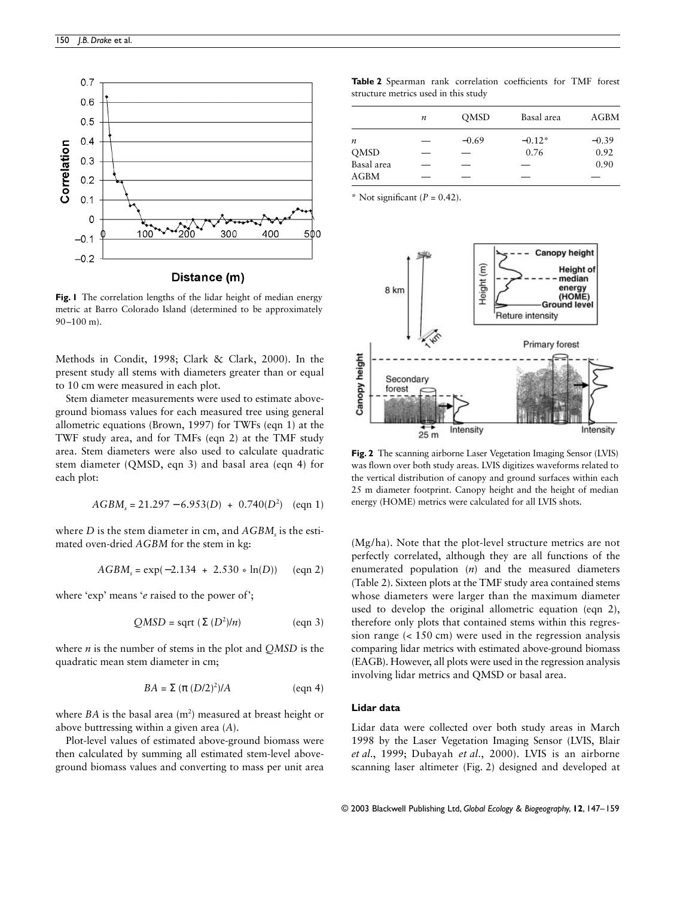Fig. 1 The correlation lengths of the lidar height of median energy metric at Barro Colorado Island (determined to be approximately 90–100 m).

Methods in Condit, 1998; Clark & Clark, 2000). In the present study all stems with diameters greater than or equal to 10 cm were measured in each plot.

Stem diameter measurements were used to estimate above-ground biomass values for each measured tree using general allometric equations (Brown, 1997) for TWFs (eqn 1) at the TWF study area, and for TMFs (eqn 2) at the TMF study area. Stem diameters were also used to calculate quadratic stem diameter (QMSD, eqn 3) and basal area (eqn 4) for each plot:

$$AGBM_s = 21.297 - 6.953(D) + 0.740(D^2) \quad \text{(eqn 1)}$$

where $D$ is the stem diameter in cm, and $AGBM_s$ is the estimated oven-dried $AGBM$ for the stem in kg:

$$AGBM_s = \exp(-2.134 + 2.530 * \ln(D)) \quad \text{(eqn 2)}$$

where 'exp' means '$e$ raised to the power of';

$$QMSD = \text{sqrt}\,(\Sigma\,(D^2)/n) \quad \text{(eqn 3)}$$

where $n$ is the number of stems in the plot and $QMSD$ is the quadratic mean stem diameter in cm;

$$BA = \Sigma\,(\pi\,(D/2)^2)/A \quad \text{(eqn 4)}$$

where $BA$ is the basal area ($m^2$) measured at breast height or above buttressing within a given area ($A$).

Plot-level values of estimated above-ground biomass were then calculated by summing all estimated stem-level above-ground biomass values and converting to mass per unit area (Mg/ha). Note that the plot-level structure metrics are not perfectly correlated, although they are all functions of the enumerated population ($n$) and the measured diameters (Table 2). Sixteen plots at the TMF study area contained stems whose diameters were larger than the maximum diameter used to develop the original allometric equation (eqn 2), therefore only plots that contained stems within this regression range (< 150 cm) were used in the regression analysis comparing lidar metrics with estimated above-ground biomass (EAGB). However, all plots were used in the regression analysis involving lidar metrics and QMSD or basal area.

**Table 2** Spearman rank correlation coefficients for TMF forest structure metrics used in this study

| | $n$ | QMSD | Basal area | AGBM |
|---|---|---|---|---|
| $n$ | — | −0.69 | −0.12* | −0.39 |
| QMSD | — | — | 0.76 | 0.92 |
| Basal area | — | — | — | 0.90 |
| AGBM | — | — | — | — |

\* Not significant ($P = 0.42$).

Fig. 2 The scanning airborne Laser Vegetation Imaging Sensor (LVIS) was flown over both study areas. LVIS digitizes waveforms related to the vertical distribution of canopy and ground surfaces within each 25 m diameter footprint. Canopy height and the height of median energy (HOME) metrics were calculated for all LVIS shots.

#### Lidar data

Lidar data were collected over both study areas in March 1998 by the Laser Vegetation Imaging Sensor (LVIS, Blair *et al*., 1999; Dubayah *et al*., 2000). LVIS is an airborne scanning laser altimeter (Fig. 2) designed and developed at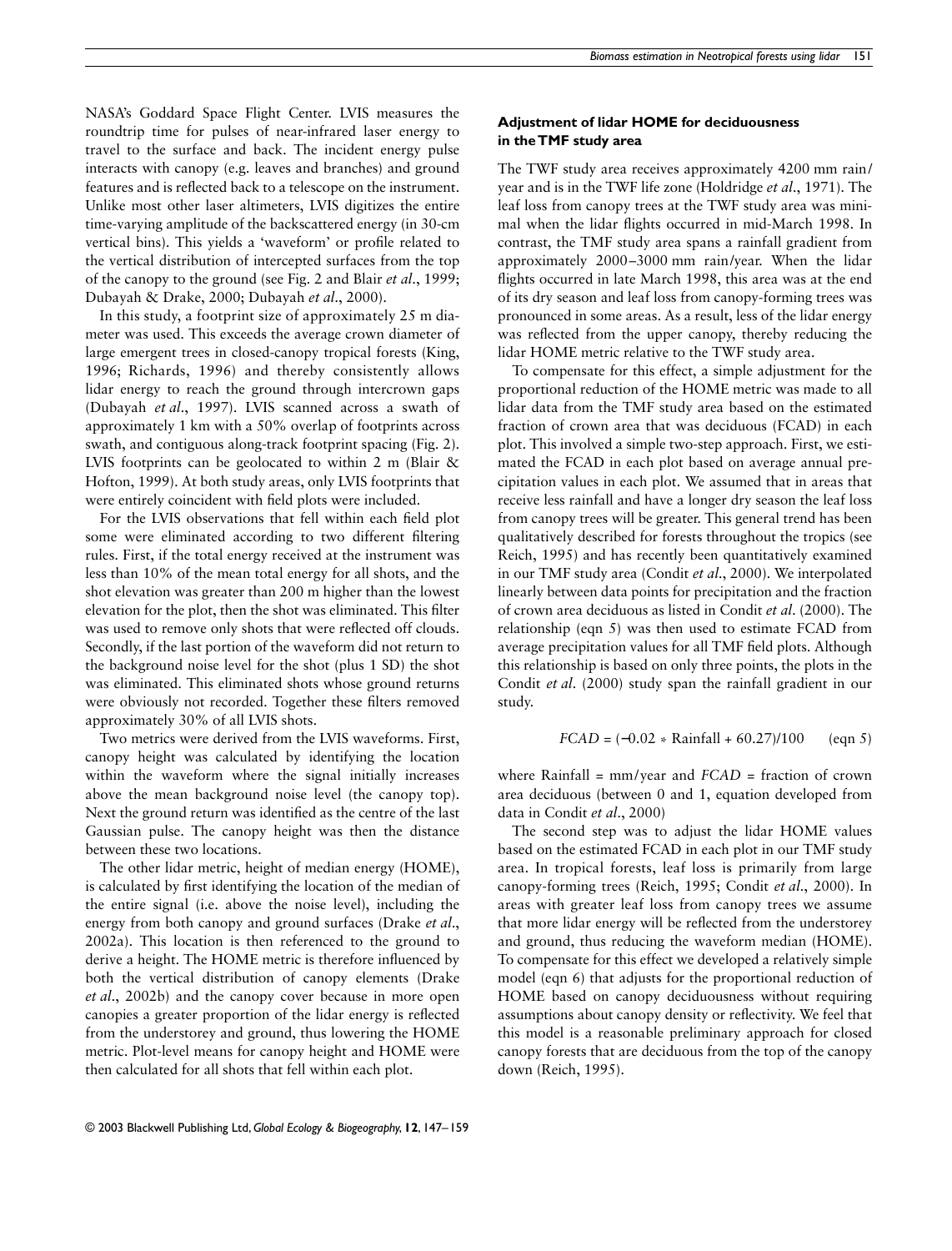NASA's Goddard Space Flight Center. LVIS measures the roundtrip time for pulses of near-infrared laser energy to travel to the surface and back. The incident energy pulse interacts with canopy (e.g. leaves and branches) and ground features and is reflected back to a telescope on the instrument. Unlike most other laser altimeters, LVIS digitizes the entire time-varying amplitude of the backscattered energy (in 30-cm vertical bins). This yields a 'waveform' or profile related to the vertical distribution of intercepted surfaces from the top of the canopy to the ground (see Fig. 2 and Blair *et al*., 1999; Dubayah & Drake, 2000; Dubayah *et al*., 2000).

In this study, a footprint size of approximately 25 m diameter was used. This exceeds the average crown diameter of large emergent trees in closed-canopy tropical forests (King, 1996; Richards, 1996) and thereby consistently allows lidar energy to reach the ground through intercrown gaps (Dubayah *et al*., 1997). LVIS scanned across a swath of approximately 1 km with a 50% overlap of footprints across swath, and contiguous along-track footprint spacing (Fig. 2). LVIS footprints can be geolocated to within 2 m (Blair & Hofton, 1999). At both study areas, only LVIS footprints that were entirely coincident with field plots were included.

For the LVIS observations that fell within each field plot some were eliminated according to two different filtering rules. First, if the total energy received at the instrument was less than 10% of the mean total energy for all shots, and the shot elevation was greater than 200 m higher than the lowest elevation for the plot, then the shot was eliminated. This filter was used to remove only shots that were reflected off clouds. Secondly, if the last portion of the waveform did not return to the background noise level for the shot (plus 1 SD) the shot was eliminated. This eliminated shots whose ground returns were obviously not recorded. Together these filters removed approximately 30% of all LVIS shots.

Two metrics were derived from the LVIS waveforms. First, canopy height was calculated by identifying the location within the waveform where the signal initially increases above the mean background noise level (the canopy top). Next the ground return was identified as the centre of the last Gaussian pulse. The canopy height was then the distance between these two locations.

The other lidar metric, height of median energy (HOME), is calculated by first identifying the location of the median of the entire signal (i.e. above the noise level), including the energy from both canopy and ground surfaces (Drake *et al*., 2002a). This location is then referenced to the ground to derive a height. The HOME metric is therefore influenced by both the vertical distribution of canopy elements (Drake *et al*., 2002b) and the canopy cover because in more open canopies a greater proportion of the lidar energy is reflected from the understorey and ground, thus lowering the HOME metric. Plot-level means for canopy height and HOME were then calculated for all shots that fell within each plot.

### Adjustment of lidar HOME for deciduousness in the TMF study area

The TWF study area receives approximately 4200 mm rain/year and is in the TWF life zone (Holdridge *et al*., 1971). The leaf loss from canopy trees at the TWF study area was minimal when the lidar flights occurred in mid-March 1998. In contrast, the TMF study area spans a rainfall gradient from approximately 2000–3000 mm rain/year. When the lidar flights occurred in late March 1998, this area was at the end of its dry season and leaf loss from canopy-forming trees was pronounced in some areas. As a result, less of the lidar energy was reflected from the upper canopy, thereby reducing the lidar HOME metric relative to the TWF study area.

To compensate for this effect, a simple adjustment for the proportional reduction of the HOME metric was made to all lidar data from the TMF study area based on the estimated fraction of crown area that was deciduous (FCAD) in each plot. This involved a simple two-step approach. First, we estimated the FCAD in each plot based on average annual precipitation values in each plot. We assumed that in areas that receive less rainfall and have a longer dry season the leaf loss from canopy trees will be greater. This general trend has been qualitatively described for forests throughout the tropics (see Reich, 1995) and has recently been quantitatively examined in our TMF study area (Condit *et al*., 2000). We interpolated linearly between data points for precipitation and the fraction of crown area deciduous as listed in Condit *et al*. (2000). The relationship (eqn 5) was then used to estimate FCAD from average precipitation values for all TMF field plots. Although this relationship is based on only three points, the plots in the Condit *et al*. (2000) study span the rainfall gradient in our study.

$$FCAD = (-0.02 * \text{Rainfall} + 60.27)/100 \qquad \text{(eqn 5)}$$

where Rainfall = mm/year and *FCAD* = fraction of crown area deciduous (between 0 and 1, equation developed from data in Condit *et al*., 2000)

The second step was to adjust the lidar HOME values based on the estimated FCAD in each plot in our TMF study area. In tropical forests, leaf loss is primarily from large canopy-forming trees (Reich, 1995; Condit *et al*., 2000). In areas with greater leaf loss from canopy trees we assume that more lidar energy will be reflected from the understorey and ground, thus reducing the waveform median (HOME). To compensate for this effect we developed a relatively simple model (eqn 6) that adjusts for the proportional reduction of HOME based on canopy deciduousness without requiring assumptions about canopy density or reflectivity. We feel that this model is a reasonable preliminary approach for closed canopy forests that are deciduous from the top of the canopy down (Reich, 1995).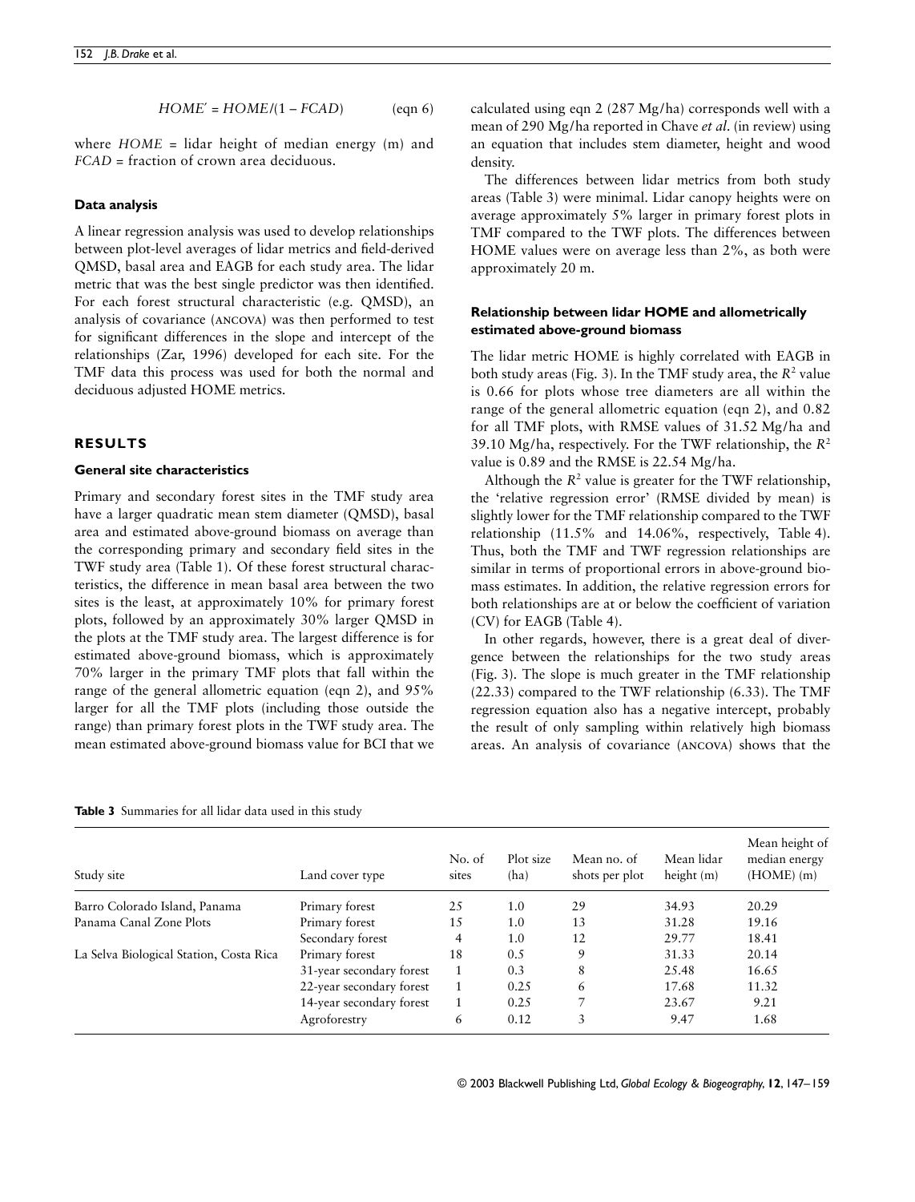$$HOME' = HOME/(1 - FCAD) \quad \text{(eqn 6)}$$

where $HOME$ = lidar height of median energy (m) and $FCAD$ = fraction of crown area deciduous.

### Data analysis

A linear regression analysis was used to develop relationships between plot-level averages of lidar metrics and field-derived QMSD, basal area and EAGB for each study area. The lidar metric that was the best single predictor was then identified. For each forest structural characteristic (e.g. QMSD), an analysis of covariance (ANCOVA) was then performed to test for significant differences in the slope and intercept of the relationships (Zar, 1996) developed for each site. For the TMF data this process was used for both the normal and deciduous adjusted HOME metrics.

## RESULTS

### General site characteristics

Primary and secondary forest sites in the TMF study area have a larger quadratic mean stem diameter (QMSD), basal area and estimated above-ground biomass on average than the corresponding primary and secondary field sites in the TWF study area (Table 1). Of these forest structural characteristics, the difference in mean basal area between the two sites is the least, at approximately 10% for primary forest plots, followed by an approximately 30% larger QMSD in the plots at the TMF study area. The largest difference is for estimated above-ground biomass, which is approximately 70% larger in the primary TMF plots that fall within the range of the general allometric equation (eqn 2), and 95% larger for all the TMF plots (including those outside the range) than primary forest plots in the TWF study area. The mean estimated above-ground biomass value for BCI that we calculated using eqn 2 (287 Mg/ha) corresponds well with a mean of 290 Mg/ha reported in Chave *et al*. (in review) using an equation that includes stem diameter, height and wood density.

The differences between lidar metrics from both study areas (Table 3) were minimal. Lidar canopy heights were on average approximately 5% larger in primary forest plots in TMF compared to the TWF plots. The differences between HOME values were on average less than 2%, as both were approximately 20 m.

### Relationship between lidar HOME and allometrically estimated above-ground biomass

The lidar metric HOME is highly correlated with EAGB in both study areas (Fig. 3). In the TMF study area, the $R^2$ value is 0.66 for plots whose tree diameters are all within the range of the general allometric equation (eqn 2), and 0.82 for all TMF plots, with RMSE values of 31.52 Mg/ha and 39.10 Mg/ha, respectively. For the TWF relationship, the $R^2$ value is 0.89 and the RMSE is 22.54 Mg/ha.

Although the $R^2$ value is greater for the TWF relationship, the 'relative regression error' (RMSE divided by mean) is slightly lower for the TMF relationship compared to the TWF relationship (11.5% and 14.06%, respectively, Table 4). Thus, both the TMF and TWF regression relationships are similar in terms of proportional errors in above-ground biomass estimates. In addition, the relative regression errors for both relationships are at or below the coefficient of variation (CV) for EAGB (Table 4).

In other regards, however, there is a great deal of divergence between the relationships for the two study areas (Fig. 3). The slope is much greater in the TMF relationship (22.33) compared to the TWF relationship (6.33). The TMF regression equation also has a negative intercept, probably the result of only sampling within relatively high biomass areas. An analysis of covariance (ANCOVA) shows that the

**Table 3** Summaries for all lidar data used in this study

| Study site | Land cover type | No. of sites | Plot size (ha) | Mean no. of shots per plot | Mean lidar height (m) | Mean height of median energy (HOME) (m) |
|---|---|---|---|---|---|---|
| Barro Colorado Island, Panama | Primary forest | 25 | 1.0 | 29 | 34.93 | 20.29 |
| Panama Canal Zone Plots | Primary forest | 15 | 1.0 | 13 | 31.28 | 19.16 |
| | Secondary forest | 4 | 1.0 | 12 | 29.77 | 18.41 |
| La Selva Biological Station, Costa Rica | Primary forest | 18 | 0.5 | 9 | 31.33 | 20.14 |
| | 31-year secondary forest | 1 | 0.3 | 8 | 25.48 | 16.65 |
| | 22-year secondary forest | 1 | 0.25 | 6 | 17.68 | 11.32 |
| | 14-year secondary forest | 1 | 0.25 | 7 | 23.67 | 9.21 |
| | Agroforestry | 6 | 0.12 | 3 | 9.47 | 1.68 |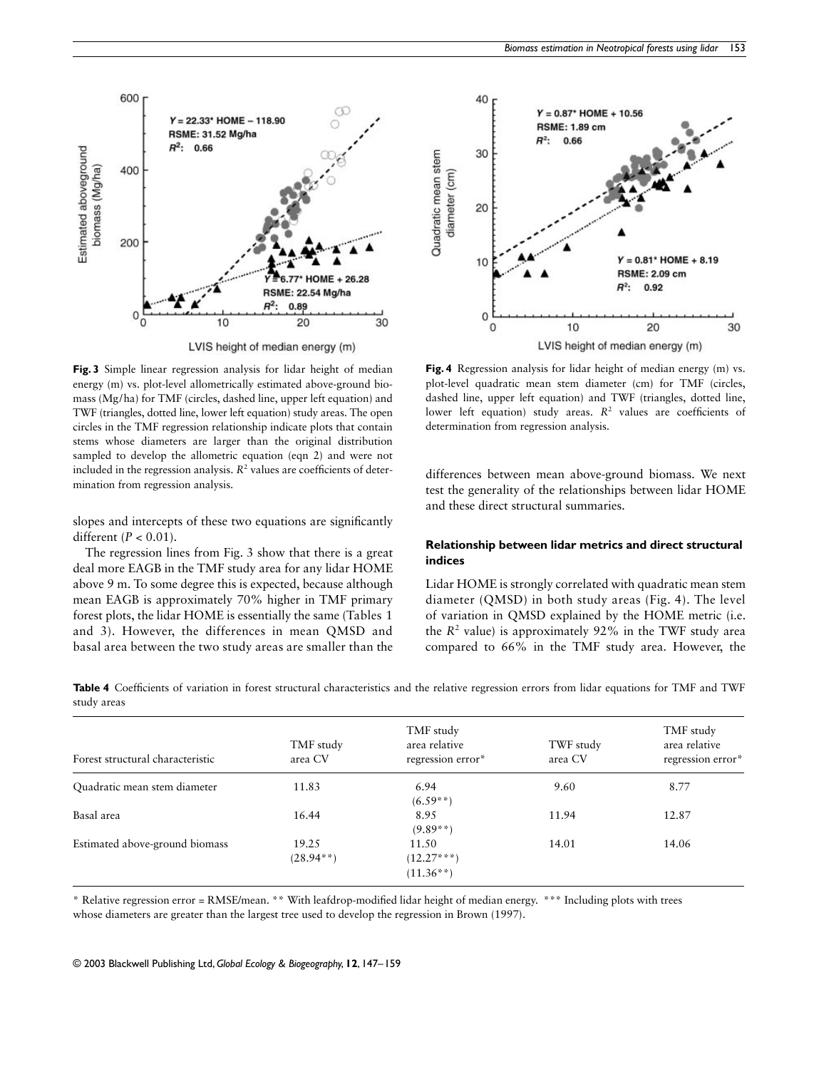Fig. 3 Simple linear regression analysis for lidar height of median energy (m) vs. plot-level allometrically estimated above-ground biomass (Mg/ha) for TMF (circles, dashed line, upper left equation) and TWF (triangles, dotted line, lower left equation) study areas. The open circles in the TMF regression relationship indicate plots that contain stems whose diameters are larger than the original distribution sampled to develop the allometric equation (eqn 2) and were not included in the regression analysis. $R^2$ values are coefficients of determination from regression analysis.

Fig. 4 Regression analysis for lidar height of median energy (m) vs. plot-level quadratic mean stem diameter (cm) for TMF (circles, dashed line, upper left equation) and TWF (triangles, dotted line, lower left equation) study areas. $R^2$ values are coefficients of determination from regression analysis.

slopes and intercepts of these two equations are significantly different ($P < 0.01$).

The regression lines from Fig. 3 show that there is a great deal more EAGB in the TMF study area for any lidar HOME above 9 m. To some degree this is expected, because although mean EAGB is approximately 70% higher in TMF primary forest plots, the lidar HOME is essentially the same (Tables 1 and 3). However, the differences in mean QMSD and basal area between the two study areas are smaller than the differences between mean above-ground biomass. We next test the generality of the relationships between lidar HOME and these direct structural summaries.

### Relationship between lidar metrics and direct structural indices

Lidar HOME is strongly correlated with quadratic mean stem diameter (QMSD) in both study areas (Fig. 4). The level of variation in QMSD explained by the HOME metric (i.e. the $R^2$ value) is approximately 92% in the TWF study area compared to 66% in the TMF study area. However, the

**Table 4** Coefficients of variation in forest structural characteristics and the relative regression errors from lidar equations for TMF and TWF study areas

| Forest structural characteristic | TMF study area CV | TMF study area relative regression error* | TWF study area CV | TMF study area relative regression error* |
|---|---|---|---|---|
| Quadratic mean stem diameter | 11.83 | 6.94 (6.59**) | 9.60 | 8.77 |
| Basal area | 16.44 | 8.95 (9.89**) | 11.94 | 12.87 |
| Estimated above-ground biomass | 19.25 (28.94**) | 11.50 (12.27***) (11.36**) | 14.01 | 14.06 |

\* Relative regression error = RMSE/mean. ** With leafdrop-modified lidar height of median energy. *** Including plots with trees whose diameters are greater than the largest tree used to develop the regression in Brown (1997).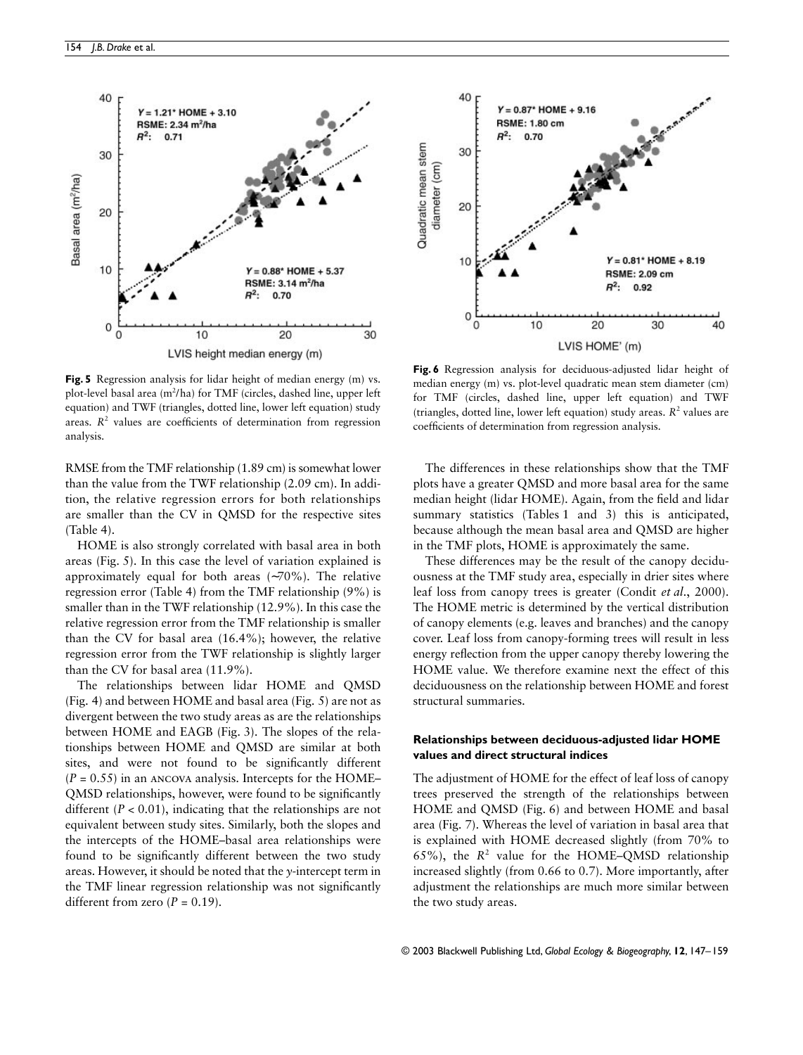Fig. 5 Regression analysis for lidar height of median energy (m) vs. plot-level basal area ($m^2$/ha) for TMF (circles, dashed line, upper left equation) and TWF (triangles, dotted line, lower left equation) study areas. $R^2$ values are coefficients of determination from regression analysis.

Fig. 6 Regression analysis for deciduous-adjusted lidar height of median energy (m) vs. plot-level quadratic mean stem diameter (cm) for TMF (circles, dashed line, upper left equation) and TWF (triangles, dotted line, lower left equation) study areas. $R^2$ values are coefficients of determination from regression analysis.

RMSE from the TMF relationship (1.89 cm) is somewhat lower than the value from the TWF relationship (2.09 cm). In addition, the relative regression errors for both relationships are smaller than the CV in QMSD for the respective sites (Table 4).

HOME is also strongly correlated with basal area in both areas (Fig. 5). In this case the level of variation explained is approximately equal for both areas (~70%). The relative regression error (Table 4) from the TMF relationship (9%) is smaller than in the TWF relationship (12.9%). In this case the relative regression error from the TMF relationship is smaller than the CV for basal area (16.4%); however, the relative regression error from the TWF relationship is slightly larger than the CV for basal area (11.9%).

The relationships between lidar HOME and QMSD (Fig. 4) and between HOME and basal area (Fig. 5) are not as divergent between the two study areas as are the relationships between HOME and EAGB (Fig. 3). The slopes of the relationships between HOME and QMSD are similar at both sites, and were not found to be significantly different ($P = 0.55$) in an ANCOVA analysis. Intercepts for the HOME–QMSD relationships, however, were found to be significantly different ($P < 0.01$), indicating that the relationships are not equivalent between study sites. Similarly, both the slopes and the intercepts of the HOME–basal area relationships were found to be significantly different between the two study areas. However, it should be noted that the *y*-intercept term in the TMF linear regression relationship was not significantly different from zero ($P = 0.19$).

The differences in these relationships show that the TMF plots have a greater QMSD and more basal area for the same median height (lidar HOME). Again, from the field and lidar summary statistics (Tables 1 and 3) this is anticipated, because although the mean basal area and QMSD are higher in the TMF plots, HOME is approximately the same.

These differences may be the result of the canopy deciduousness at the TMF study area, especially in drier sites where leaf loss from canopy trees is greater (Condit *et al*., 2000). The HOME metric is determined by the vertical distribution of canopy elements (e.g. leaves and branches) and the canopy cover. Leaf loss from canopy-forming trees will result in less energy reflection from the upper canopy thereby lowering the HOME value. We therefore examine next the effect of this deciduousness on the relationship between HOME and forest structural summaries.

### Relationships between deciduous-adjusted lidar HOME values and direct structural indices

The adjustment of HOME for the effect of leaf loss of canopy trees preserved the strength of the relationships between HOME and QMSD (Fig. 6) and between HOME and basal area (Fig. 7). Whereas the level of variation in basal area that is explained with HOME decreased slightly (from 70% to 65%), the $R^2$ value for the HOME–QMSD relationship increased slightly (from 0.66 to 0.7). More importantly, after adjustment the relationships are much more similar between the two study areas.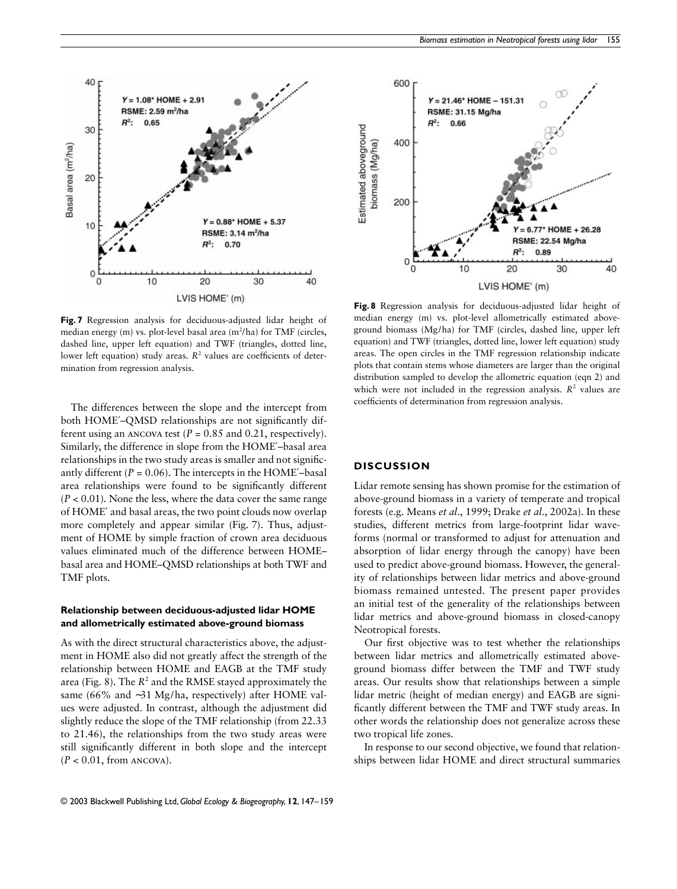**Fig. 7** Regression analysis for deciduous-adjusted lidar height of median energy (m) vs. plot-level basal area ($m^2$/ha) for TMF (circles, dashed line, upper left equation) and TWF (triangles, dotted line, lower left equation) study areas. $R^2$ values are coefficients of determination from regression analysis.

**Fig. 8** Regression analysis for deciduous-adjusted lidar height of median energy (m) vs. plot-level allometrically estimated above-ground biomass (Mg/ha) for TMF (circles, dashed line, upper left equation) and TWF (triangles, dotted line, lower left equation) study areas. The open circles in the TMF regression relationship indicate plots that contain stems whose diameters are larger than the original distribution sampled to develop the allometric equation (eqn 2) and which were not included in the regression analysis. $R^2$ values are coefficients of determination from regression analysis.

The differences between the slope and the intercept from both HOME′–QMSD relationships are not significantly different using an ANCOVA test ($P = 0.85$ and 0.21, respectively). Similarly, the difference in slope from the HOME′–basal area relationships in the two study areas is smaller and not significantly different ($P = 0.06$). The intercepts in the HOME′–basal area relationships were found to be significantly different ($P < 0.01$). None the less, where the data cover the same range of HOME′ and basal areas, the two point clouds now overlap more completely and appear similar (Fig. 7). Thus, adjustment of HOME by simple fraction of crown area deciduous values eliminated much of the difference between HOME–basal area and HOME–QMSD relationships at both TWF and TMF plots.

### Relationship between deciduous-adjusted lidar HOME and allometrically estimated above-ground biomass

As with the direct structural characteristics above, the adjustment in HOME also did not greatly affect the strength of the relationship between HOME and EAGB at the TMF study area (Fig. 8). The $R^2$ and the RMSE stayed approximately the same (66% and ~31 Mg/ha, respectively) after HOME values were adjusted. In contrast, although the adjustment did slightly reduce the slope of the TMF relationship (from 22.33 to 21.46), the relationships from the two study areas were still significantly different in both slope and the intercept ($P < 0.01$, from ANCOVA).

## DISCUSSION

Lidar remote sensing has shown promise for the estimation of above-ground biomass in a variety of temperate and tropical forests (e.g. Means *et al*., 1999; Drake *et al*., 2002a). In these studies, different metrics from large-footprint lidar waveforms (normal or transformed to adjust for attenuation and absorption of lidar energy through the canopy) have been used to predict above-ground biomass. However, the generality of relationships between lidar metrics and above-ground biomass remained untested. The present paper provides an initial test of the generality of the relationships between lidar metrics and above-ground biomass in closed-canopy Neotropical forests.

Our first objective was to test whether the relationships between lidar metrics and allometrically estimated above-ground biomass differ between the TMF and TWF study areas. Our results show that relationships between a simple lidar metric (height of median energy) and EAGB are significantly different between the TMF and TWF study areas. In other words the relationship does not generalize across these two tropical life zones.

In response to our second objective, we found that relationships between lidar HOME and direct structural summaries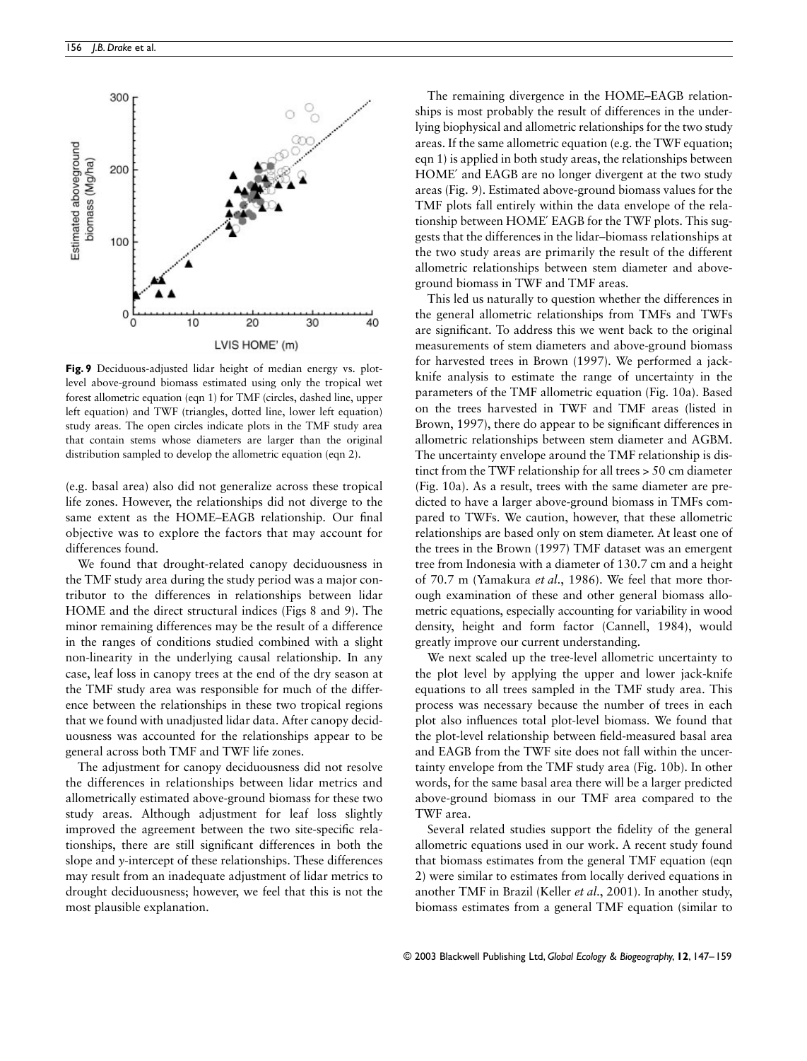**Fig. 9** Deciduous-adjusted lidar height of median energy vs. plot-level above-ground biomass estimated using only the tropical wet forest allometric equation (eqn 1) for TMF (circles, dashed line, upper left equation) and TWF (triangles, dotted line, lower left equation) study areas. The open circles indicate plots in the TMF study area that contain stems whose diameters are larger than the original distribution sampled to develop the allometric equation (eqn 2).

(e.g. basal area) also did not generalize across these tropical life zones. However, the relationships did not diverge to the same extent as the HOME–EAGB relationship. Our final objective was to explore the factors that may account for differences found.

We found that drought-related canopy deciduousness in the TMF study area during the study period was a major contributor to the differences in relationships between lidar HOME and the direct structural indices (Figs 8 and 9). The minor remaining differences may be the result of a difference in the ranges of conditions studied combined with a slight non-linearity in the underlying causal relationship. In any case, leaf loss in canopy trees at the end of the dry season at the TMF study area was responsible for much of the difference between the relationships in these two tropical regions that we found with unadjusted lidar data. After canopy deciduousness was accounted for the relationships appear to be general across both TMF and TWF life zones.

The adjustment for canopy deciduousness did not resolve the differences in relationships between lidar metrics and allometrically estimated above-ground biomass for these two study areas. Although adjustment for leaf loss slightly improved the agreement between the two site-specific relationships, there are still significant differences in both the slope and *y*-intercept of these relationships. These differences may result from an inadequate adjustment of lidar metrics to drought deciduousness; however, we feel that this is not the most plausible explanation.

The remaining divergence in the HOME–EAGB relationships is most probably the result of differences in the underlying biophysical and allometric relationships for the two study areas. If the same allometric equation (e.g. the TWF equation; eqn 1) is applied in both study areas, the relationships between HOME′ and EAGB are no longer divergent at the two study areas (Fig. 9). Estimated above-ground biomass values for the TMF plots fall entirely within the data envelope of the relationship between HOME′ EAGB for the TWF plots. This suggests that the differences in the lidar–biomass relationships at the two study areas are primarily the result of the different allometric relationships between stem diameter and above-ground biomass in TWF and TMF areas.

This led us naturally to question whether the differences in the general allometric relationships from TMFs and TWFs are significant. To address this we went back to the original measurements of stem diameters and above-ground biomass for harvested trees in Brown (1997). We performed a jack-knife analysis to estimate the range of uncertainty in the parameters of the TMF allometric equation (Fig. 10a). Based on the trees harvested in TWF and TMF areas (listed in Brown, 1997), there do appear to be significant differences in allometric relationships between stem diameter and AGBM. The uncertainty envelope around the TMF relationship is distinct from the TWF relationship for all trees > 50 cm diameter (Fig. 10a). As a result, trees with the same diameter are predicted to have a larger above-ground biomass in TMFs compared to TWFs. We caution, however, that these allometric relationships are based only on stem diameter. At least one of the trees in the Brown (1997) TMF dataset was an emergent tree from Indonesia with a diameter of 130.7 cm and a height of 70.7 m (Yamakura *et al*., 1986). We feel that more thorough examination of these and other general biomass allometric equations, especially accounting for variability in wood density, height and form factor (Cannell, 1984), would greatly improve our current understanding.

We next scaled up the tree-level allometric uncertainty to the plot level by applying the upper and lower jack-knife equations to all trees sampled in the TMF study area. This process was necessary because the number of trees in each plot also influences total plot-level biomass. We found that the plot-level relationship between field-measured basal area and EAGB from the TWF site does not fall within the uncertainty envelope from the TMF study area (Fig. 10b). In other words, for the same basal area there will be a larger predicted above-ground biomass in our TMF area compared to the TWF area.

Several related studies support the fidelity of the general allometric equations used in our work. A recent study found that biomass estimates from the general TMF equation (eqn 2) were similar to estimates from locally derived equations in another TMF in Brazil (Keller *et al*., 2001). In another study, biomass estimates from a general TMF equation (similar to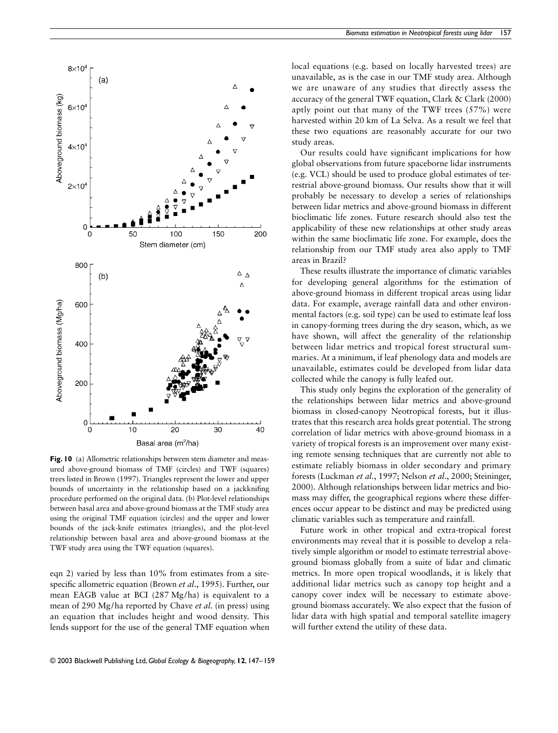**Fig. 10** (a) Allometric relationships between stem diameter and measured above-ground biomass of TMF (circles) and TWF (squares) trees listed in Brown (1997). Triangles represent the lower and upper bounds of uncertainty in the relationship based on a jackknifing procedure performed on the original data. (b) Plot-level relationships between basal area and above-ground biomass at the TMF study area using the original TMF equation (circles) and the upper and lower bounds of the jack-knife estimates (triangles), and the plot-level relationship between basal area and above-ground biomass at the TWF study area using the TWF equation (squares).

eqn 2) varied by less than 10% from estimates from a site-specific allometric equation (Brown *et al*., 1995). Further, our mean EAGB value at BCI (287 Mg/ha) is equivalent to a mean of 290 Mg/ha reported by Chave *et al*. (in press) using an equation that includes height and wood density. This lends support for the use of the general TMF equation when local equations (e.g. based on locally harvested trees) are unavailable, as is the case in our TMF study area. Although we are unaware of any studies that directly assess the accuracy of the general TWF equation, Clark & Clark (2000) aptly point out that many of the TWF trees (57%) were harvested within 20 km of La Selva. As a result we feel that these two equations are reasonably accurate for our two study areas.

Our results could have significant implications for how global observations from future spaceborne lidar instruments (e.g. VCL) should be used to produce global estimates of terrestrial above-ground biomass. Our results show that it will probably be necessary to develop a series of relationships between lidar metrics and above-ground biomass in different bioclimatic life zones. Future research should also test the applicability of these new relationships at other study areas within the same bioclimatic life zone. For example, does the relationship from our TMF study area also apply to TMF areas in Brazil?

These results illustrate the importance of climatic variables for developing general algorithms for the estimation of above-ground biomass in different tropical areas using lidar data. For example, average rainfall data and other environmental factors (e.g. soil type) can be used to estimate leaf loss in canopy-forming trees during the dry season, which, as we have shown, will affect the generality of the relationship between lidar metrics and tropical forest structural summaries. At a minimum, if leaf phenology data and models are unavailable, estimates could be developed from lidar data collected while the canopy is fully leafed out.

This study only begins the exploration of the generality of the relationships between lidar metrics and above-ground biomass in closed-canopy Neotropical forests, but it illustrates that this research area holds great potential. The strong correlation of lidar metrics with above-ground biomass in a variety of tropical forests is an improvement over many existing remote sensing techniques that are currently not able to estimate reliably biomass in older secondary and primary forests (Luckman *et al*., 1997; Nelson *et al*., 2000; Steininger, 2000). Although relationships between lidar metrics and biomass may differ, the geographical regions where these differences occur appear to be distinct and may be predicted using climatic variables such as temperature and rainfall.

Future work in other tropical and extra-tropical forest environments may reveal that it is possible to develop a relatively simple algorithm or model to estimate terrestrial above-ground biomass globally from a suite of lidar and climatic metrics. In more open tropical woodlands, it is likely that additional lidar metrics such as canopy top height and a canopy cover index will be necessary to estimate above-ground biomass accurately. We also expect that the fusion of lidar data with high spatial and temporal satellite imagery will further extend the utility of these data.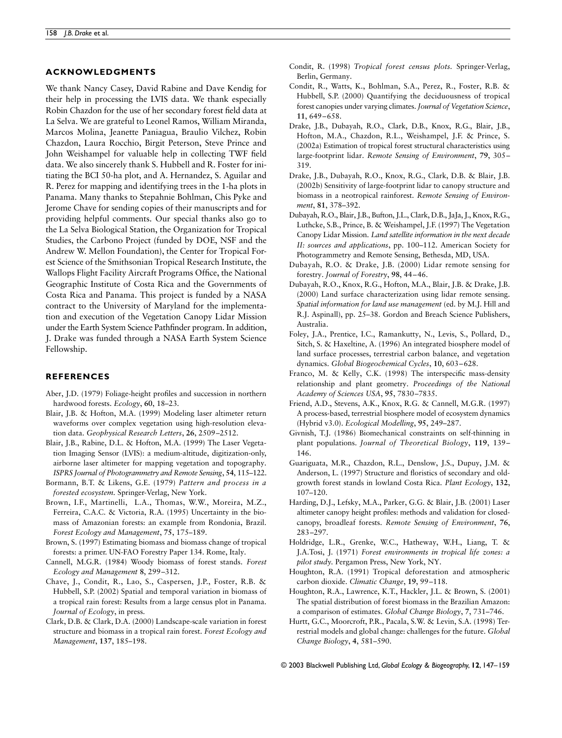## ACKNOWLEDGMENTS

We thank Nancy Casey, David Rabine and Dave Kendig for their help in processing the LVIS data. We thank especially Robin Chazdon for the use of her secondary forest field data at La Selva. We are grateful to Leonel Ramos, William Miranda, Marcos Molina, Jeanette Paniagua, Braulio Vilchez, Robin Chazdon, Laura Rocchio, Birgit Peterson, Steve Prince and John Weishampel for valuable help in collecting TWF field data. We also sincerely thank S. Hubbell and R. Foster for initiating the BCI 50-ha plot, and A. Hernandez, S. Aguilar and R. Perez for mapping and identifying trees in the 1-ha plots in Panama. Many thanks to Stepahnie Bohlman, Chis Pyke and Jerome Chave for sending copies of their manuscripts and for providing helpful comments. Our special thanks also go to the La Selva Biological Station, the Organization for Tropical Studies, the Carbono Project (funded by DOE, NSF and the Andrew W. Mellon Foundation), the Center for Tropical Forest Science of the Smithsonian Tropical Research Institute, the Wallops Flight Facility Aircraft Programs Office, the National Geographic Institute of Costa Rica and the Governments of Costa Rica and Panama. This project is funded by a NASA contract to the University of Maryland for the implementation and execution of the Vegetation Canopy Lidar Mission under the Earth System Science Pathfinder program. In addition, J. Drake was funded through a NASA Earth System Science Fellowship.

## REFERENCES

Aber, J.D. (1979) Foliage-height profiles and succession in northern hardwood forests. *Ecology*, **60**, 18–23.

Blair, J.B. & Hofton, M.A. (1999) Modeling laser altimeter return waveforms over complex vegetation using high-resolution elevation data. *Geophysical Research Letters*, **26**, 2509–2512.

Blair, J.B., Rabine, D.L. & Hofton, M.A. (1999) The Laser Vegetation Imaging Sensor (LVIS): a medium-altitude, digitization-only, airborne laser altimeter for mapping vegetation and topography. *ISPRS Journal of Photogrammetry and Remote Sensing*, **54**, 115–122.

Bormann, B.T. & Likens, G.E. (1979) *Pattern and process in a forested ecosystem.* Springer-Verlag, New York.

Brown, I.F., Martinelli, L.A., Thomas, W.W., Moreira, M.Z., Ferreira, C.A.C. & Victoria, R.A. (1995) Uncertainty in the biomass of Amazonian forests: an example from Rondonia, Brazil. *Forest Ecology and Management*, **75**, 175–189.

Brown, S. (1997) Estimating biomass and biomass change of tropical forests: a primer. UN-FAO Forestry Paper 134. Rome, Italy.

Cannell, M.G.R. (1984) Woody biomass of forest stands. *Forest Ecology and Management* **8**, 299–312.

Chave, J., Condit, R., Lao, S., Caspersen, J.P., Foster, R.B. & Hubbell, S.P. (2002) Spatial and temporal variation in biomass of a tropical rain forest: Results from a large census plot in Panama. *Journal of Ecology*, in press.

Clark, D.B. & Clark, D.A. (2000) Landscape-scale variation in forest structure and biomass in a tropical rain forest. *Forest Ecology and Management*, **137**, 185–198.

Condit, R. (1998) *Tropical forest census plots.* Springer-Verlag, Berlin, Germany.

Condit, R., Watts, K., Bohlman, S.A., Perez, R., Foster, R.B. & Hubbell, S.P. (2000) Quantifying the deciduousness of tropical forest canopies under varying climates. *Journal of Vegetation Science*, **11**, 649–658.

Drake, J.B., Dubayah, R.O., Clark, D.B., Knox, R.G., Blair, J.B., Hofton, M.A., Chazdon, R.L., Weishampel, J.F. & Prince, S. (2002a) Estimation of tropical forest structural characteristics using large-footprint lidar. *Remote Sensing of Environment*, **79**, 305–319.

Drake, J.B., Dubayah, R.O., Knox, R.G., Clark, D.B. & Blair, J.B. (2002b) Sensitivity of large-footprint lidar to canopy structure and biomass in a neotropical rainforest. *Remote Sensing of Environment*, **81**, 378–392.

Dubayah, R.O., Blair, J.B., Bufton, J.L., Clark, D.B., JaJa, J., Knox, R.G., Luthcke, S.B., Prince, B. & Weishampel, J.F. (1997) The Vegetation Canopy Lidar Mission. *Land satellite information in the next decade II: sources and applications*, pp. 100–112. American Society for Photogrammetry and Remote Sensing, Bethesda, MD, USA.

Dubayah, R.O. & Drake, J.B. (2000) Lidar remote sensing for forestry. *Journal of Forestry*, **98**, 44–46.

Dubayah, R.O., Knox, R.G., Hofton, M.A., Blair, J.B. & Drake, J.B. (2000) Land surface characterization using lidar remote sensing. *Spatial information for land use management* (ed. by M.J. Hill and R.J. Aspinall), pp. 25–38. Gordon and Breach Science Publishers, Australia.

Foley, J.A., Prentice, I.C., Ramankutty, N., Levis, S., Pollard, D., Sitch, S. & Haxeltine, A. (1996) An integrated biosphere model of land surface processes, terrestrial carbon balance, and vegetation dynamics. *Global Biogeochemical Cycles*, **10**, 603–628.

Franco, M. & Kelly, C.K. (1998) The interspecific mass-density relationship and plant geometry. *Proceedings of the National Academy of Sciences USA*, **95**, 7830–7835.

Friend, A.D., Stevens, A.K., Knox, R.G. & Cannell, M.G.R. (1997) A process-based, terrestrial biosphere model of ecosystem dynamics (Hybrid v3.0). *Ecological Modelling*, **95**, 249–287.

Givnish, T.J. (1986) Biomechanical constraints on self-thinning in plant populations. *Journal of Theoretical Biology*, **119**, 139–146.

Guariguata, M.R., Chazdon, R.L., Denslow, J.S., Dupuy, J.M. & Anderson, L. (1997) Structure and floristics of secondary and old-growth forest stands in lowland Costa Rica. *Plant Ecology*, **132**, 107–120.

Harding, D.J., Lefsky, M.A., Parker, G.G. & Blair, J.B. (2001) Laser altimeter canopy height profiles: methods and validation for closed-canopy, broadleaf forests. *Remote Sensing of Environment*, **76**, 283–297.

Holdridge, L.R., Grenke, W.C., Hatheway, W.H., Liang, T. & J.A.Tosi, J. (1971) *Forest environments in tropical life zones: a pilot study.* Pergamon Press, New York, NY.

Houghton, R.A. (1991) Tropical deforestation and atmospheric carbon dioxide. *Climatic Change*, **19**, 99–118.

Houghton, R.A., Lawrence, K.T., Hackler, J.L. & Brown, S. (2001) The spatial distribution of forest biomass in the Brazilian Amazon: a comparison of estimates. *Global Change Biology*, **7**, 731–746.

Hurtt, G.C., Moorcroft, P.R., Pacala, S.W. & Levin, S.A. (1998) Terrestrial models and global change: challenges for the future. *Global Change Biology*, **4**, 581–590.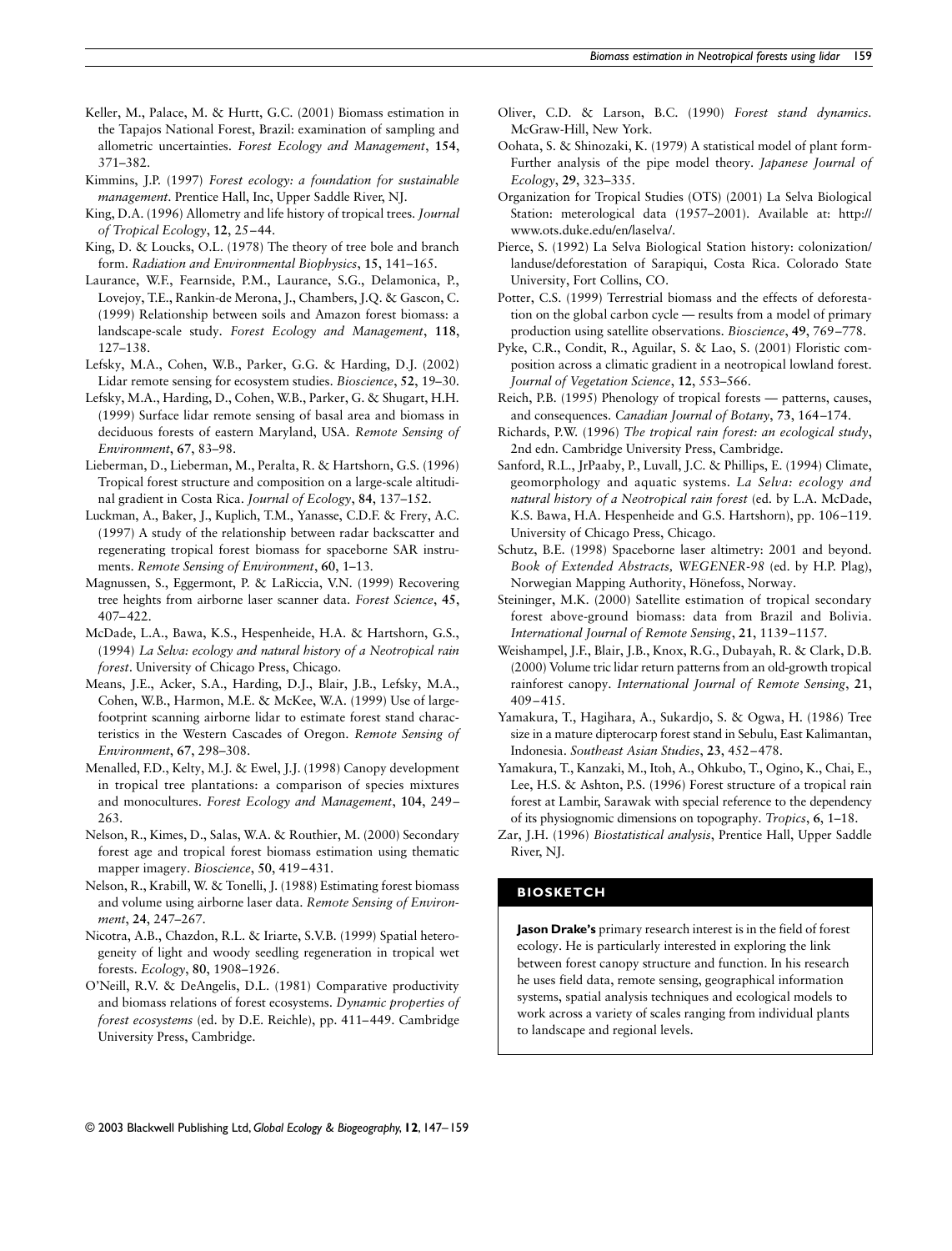Keller, M., Palace, M. & Hurtt, G.C. (2001) Biomass estimation in the Tapajos National Forest, Brazil: examination of sampling and allometric uncertainties. *Forest Ecology and Management*, **154**, 371–382.

Kimmins, J.P. (1997) *Forest ecology: a foundation for sustainable management*. Prentice Hall, Inc, Upper Saddle River, NJ.

King, D.A. (1996) Allometry and life history of tropical trees. *Journal of Tropical Ecology*, **12**, 25–44.

King, D. & Loucks, O.L. (1978) The theory of tree bole and branch form. *Radiation and Environmental Biophysics*, **15**, 141–165.

Laurance, W.F., Fearnside, P.M., Laurance, S.G., Delamonica, P., Lovejoy, T.E., Rankin-de Merona, J., Chambers, J.Q. & Gascon, C. (1999) Relationship between soils and Amazon forest biomass: a landscape-scale study. *Forest Ecology and Management*, **118**, 127–138.

Lefsky, M.A., Cohen, W.B., Parker, G.G. & Harding, D.J. (2002) Lidar remote sensing for ecosystem studies. *Bioscience*, **52**, 19–30.

Lefsky, M.A., Harding, D., Cohen, W.B., Parker, G. & Shugart, H.H. (1999) Surface lidar remote sensing of basal area and biomass in deciduous forests of eastern Maryland, USA. *Remote Sensing of Environment*, **67**, 83–98.

Lieberman, D., Lieberman, M., Peralta, R. & Hartshorn, G.S. (1996) Tropical forest structure and composition on a large-scale altitudinal gradient in Costa Rica. *Journal of Ecology*, **84**, 137–152.

Luckman, A., Baker, J., Kuplich, T.M., Yanasse, C.D.F. & Frery, A.C. (1997) A study of the relationship between radar backscatter and regenerating tropical forest biomass for spaceborne SAR instruments. *Remote Sensing of Environment*, **60**, 1–13.

Magnussen, S., Eggermont, P. & LaRiccia, V.N. (1999) Recovering tree heights from airborne laser scanner data. *Forest Science*, **45**, 407–422.

McDade, L.A., Bawa, K.S., Hespenheide, H.A. & Hartshorn, G.S., (1994) *La Selva: ecology and natural history of a Neotropical rain forest*. University of Chicago Press, Chicago.

Means, J.E., Acker, S.A., Harding, D.J., Blair, J.B., Lefsky, M.A., Cohen, W.B., Harmon, M.E. & McKee, W.A. (1999) Use of large-footprint scanning airborne lidar to estimate forest stand characteristics in the Western Cascades of Oregon. *Remote Sensing of Environment*, **67**, 298–308.

Menalled, F.D., Kelty, M.J. & Ewel, J.J. (1998) Canopy development in tropical tree plantations: a comparison of species mixtures and monocultures. *Forest Ecology and Management*, **104**, 249–263.

Nelson, R., Kimes, D., Salas, W.A. & Routhier, M. (2000) Secondary forest age and tropical forest biomass estimation using thematic mapper imagery. *Bioscience*, **50**, 419–431.

Nelson, R., Krabill, W. & Tonelli, J. (1988) Estimating forest biomass and volume using airborne laser data. *Remote Sensing of Environment*, **24**, 247–267.

Nicotra, A.B., Chazdon, R.L. & Iriarte, S.V.B. (1999) Spatial heterogeneity of light and woody seedling regeneration in tropical wet forests. *Ecology*, **80**, 1908–1926.

O'Neill, R.V. & DeAngelis, D.L. (1981) Comparative productivity and biomass relations of forest ecosystems. *Dynamic properties of forest ecosystems* (ed. by D.E. Reichle), pp. 411–449. Cambridge University Press, Cambridge.

Oliver, C.D. & Larson, B.C. (1990) *Forest stand dynamics*. McGraw-Hill, New York.

Oohata, S. & Shinozaki, K. (1979) A statistical model of plant form-Further analysis of the pipe model theory. *Japanese Journal of Ecology*, **29**, 323–335.

Organization for Tropical Studies (OTS) (2001) La Selva Biological Station: meterological data (1957–2001). Available at: http://www.ots.duke.edu/en/laselva/.

Pierce, S. (1992) La Selva Biological Station history: colonization/landuse/deforestation of Sarapiqui, Costa Rica. Colorado State University, Fort Collins, CO.

Potter, C.S. (1999) Terrestrial biomass and the effects of deforestation on the global carbon cycle — results from a model of primary production using satellite observations. *Bioscience*, **49**, 769–778.

Pyke, C.R., Condit, R., Aguilar, S. & Lao, S. (2001) Floristic composition across a climatic gradient in a neotropical lowland forest. *Journal of Vegetation Science*, **12**, 553–566.

Reich, P.B. (1995) Phenology of tropical forests — patterns, causes, and consequences. *Canadian Journal of Botany*, **73**, 164–174.

Richards, P.W. (1996) *The tropical rain forest: an ecological study*, 2nd edn. Cambridge University Press, Cambridge.

Sanford, R.L., JrPaaby, P., Luvall, J.C. & Phillips, E. (1994) Climate, geomorphology and aquatic systems. *La Selva: ecology and natural history of a Neotropical rain forest* (ed. by L.A. McDade, K.S. Bawa, H.A. Hespenheide and G.S. Hartshorn), pp. 106–119. University of Chicago Press, Chicago.

Schutz, B.E. (1998) Spaceborne laser altimetry: 2001 and beyond. *Book of Extended Abstracts, WEGENER-98* (ed. by H.P. Plag), Norwegian Mapping Authority, Hönefoss, Norway.

Steininger, M.K. (2000) Satellite estimation of tropical secondary forest above-ground biomass: data from Brazil and Bolivia. *International Journal of Remote Sensing*, **21**, 1139–1157.

Weishampel, J.F., Blair, J.B., Knox, R.G., Dubayah, R. & Clark, D.B. (2000) Volume tric lidar return patterns from an old-growth tropical rainforest canopy. *International Journal of Remote Sensing*, **21**, 409–415.

Yamakura, T., Hagihara, A., Sukardjo, S. & Ogwa, H. (1986) Tree size in a mature dipterocarp forest stand in Sebulu, East Kalimantan, Indonesia. *Southeast Asian Studies*, **23**, 452–478.

Yamakura, T., Kanzaki, M., Itoh, A., Ohkubo, T., Ogino, K., Chai, E., Lee, H.S. & Ashton, P.S. (1996) Forest structure of a tropical rain forest at Lambir, Sarawak with special reference to the dependency of its physiognomic dimensions on topography. *Tropics*, **6**, 1–18.

Zar, J.H. (1996) *Biostatistical analysis*, Prentice Hall, Upper Saddle River, NJ.

## BIOSKETCH

**Jason Drake's** primary research interest is in the field of forest ecology. He is particularly interested in exploring the link between forest canopy structure and function. In his research he uses field data, remote sensing, geographical information systems, spatial analysis techniques and ecological models to work across a variety of scales ranging from individual plants to landscape and regional levels.